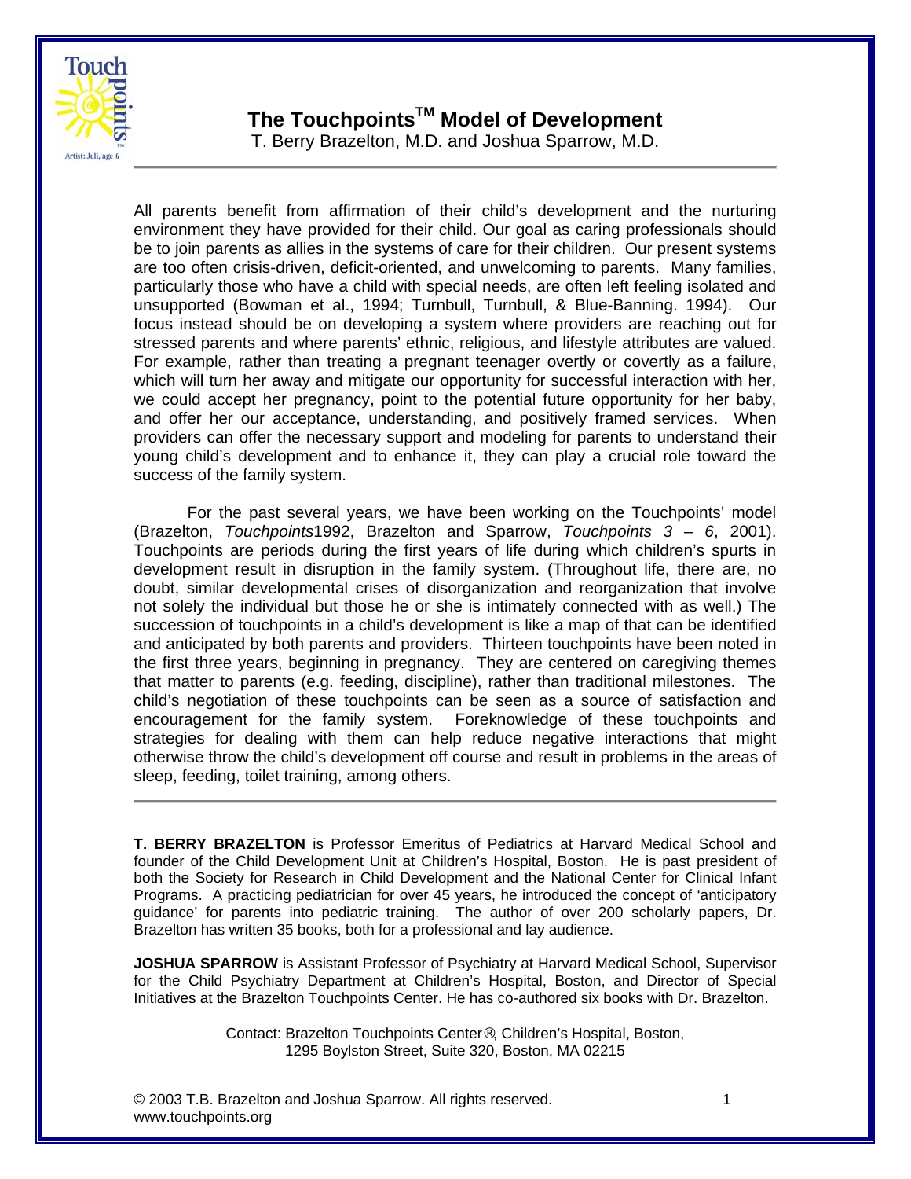# The Touchpoints™ Model of Development

T. Berry Brazelton, M.D. and Joshua Sparrow, M.D.

---

All parents benefit from affirmation of their child's development and the nurturing environment they have provided for their child. Our goal as caring professionals should be to join parents as allies in the systems of care for their children. Our present systems are too often crisis-driven, deficit-oriented, and unwelcoming to parents. Many families, particularly those who have a child with special needs, are often left feeling isolated and unsupported (Bowman et al., 1994; Turnbull, Turnbull, & Blue-Banning. 1994). Our focus instead should be on developing a system where providers are reaching out for stressed parents and where parents' ethnic, religious, and lifestyle attributes are valued. For example, rather than treating a pregnant teenager overtly or covertly as a failure, which will turn her away and mitigate our opportunity for successful interaction with her, we could accept her pregnancy, point to the potential future opportunity for her baby, and offer her our acceptance, understanding, and positively framed services. When providers can offer the necessary support and modeling for parents to understand their young child's development and to enhance it, they can play a crucial role toward the success of the family system.

For the past several years, we have been working on the Touchpoints' model (Brazelton, *Touchpoints*1992, Brazelton and Sparrow, *Touchpoints 3 – 6*, 2001). Touchpoints are periods during the first years of life during which children's spurts in development result in disruption in the family system. (Throughout life, there are, no doubt, similar developmental crises of disorganization and reorganization that involve not solely the individual but those he or she is intimately connected with as well.) The succession of touchpoints in a child's development is like a map of that can be identified and anticipated by both parents and providers. Thirteen touchpoints have been noted in the first three years, beginning in pregnancy. They are centered on caregiving themes that matter to parents (e.g. feeding, discipline), rather than traditional milestones. The child's negotiation of these touchpoints can be seen as a source of satisfaction and encouragement for the family system. Foreknowledge of these touchpoints and strategies for dealing with them can help reduce negative interactions that might otherwise throw the child's development off course and result in problems in the areas of sleep, feeding, toilet training, among others.

---

**T. BERRY BRAZELTON** is Professor Emeritus of Pediatrics at Harvard Medical School and founder of the Child Development Unit at Children's Hospital, Boston. He is past president of both the Society for Research in Child Development and the National Center for Clinical Infant Programs. A practicing pediatrician for over 45 years, he introduced the concept of 'anticipatory guidance' for parents into pediatric training. The author of over 200 scholarly papers, Dr. Brazelton has written 35 books, both for a professional and lay audience.

**JOSHUA SPARROW** is Assistant Professor of Psychiatry at Harvard Medical School, Supervisor for the Child Psychiatry Department at Children's Hospital, Boston, and Director of Special Initiatives at the Brazelton Touchpoints Center. He has co-authored six books with Dr. Brazelton.

Contact: Brazelton Touchpoints Center®, Children's Hospital, Boston, 1295 Boylston Street, Suite 320, Boston, MA 02215

© 2003 T.B. Brazelton and Joshua Sparrow. All rights reserved.
www.touchpoints.org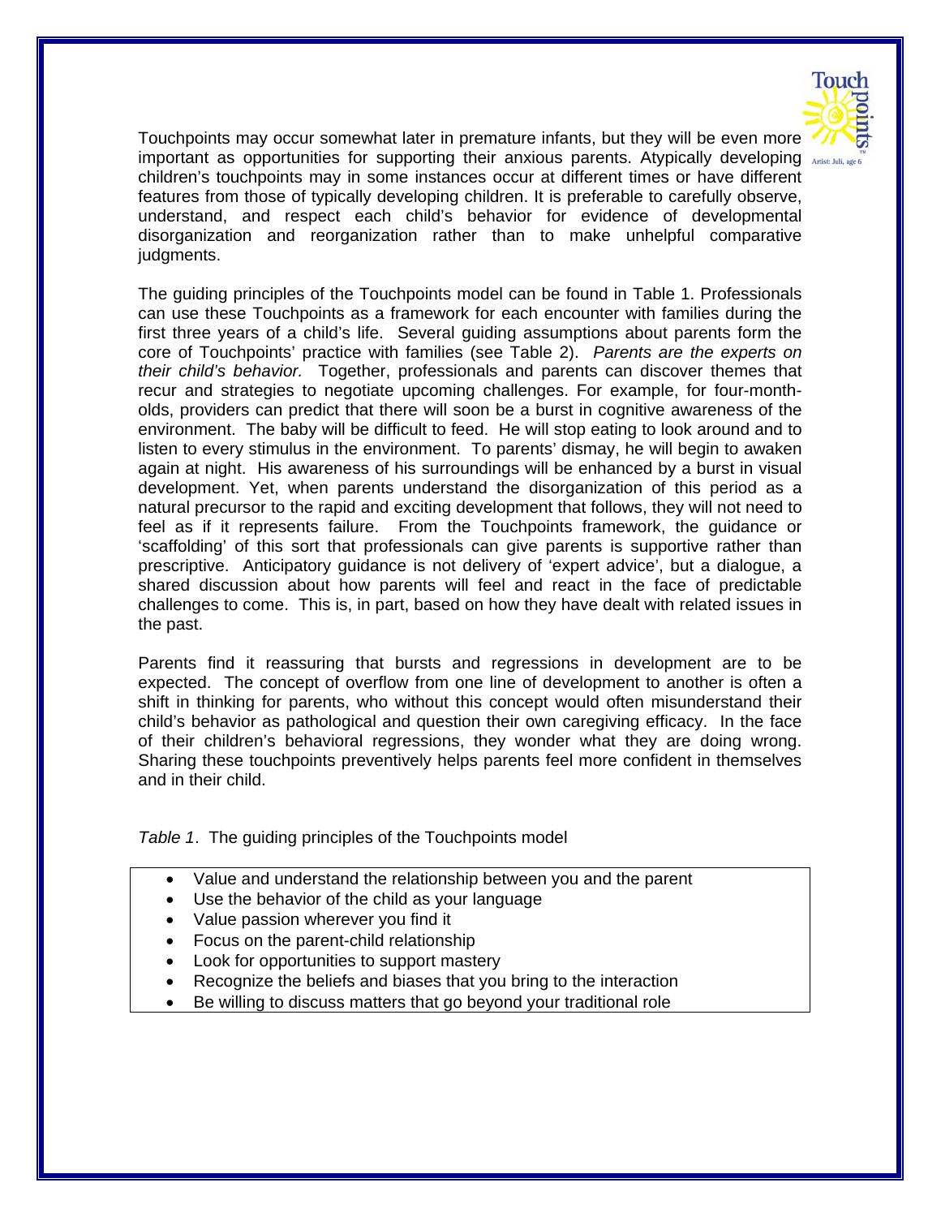Touchpoints may occur somewhat later in premature infants, but they will be even more important as opportunities for supporting their anxious parents. Atypically developing children's touchpoints may in some instances occur at different times or have different features from those of typically developing children. It is preferable to carefully observe, understand, and respect each child's behavior for evidence of developmental disorganization and reorganization rather than to make unhelpful comparative judgments.

The guiding principles of the Touchpoints model can be found in Table 1. Professionals can use these Touchpoints as a framework for each encounter with families during the first three years of a child's life. Several guiding assumptions about parents form the core of Touchpoints' practice with families (see Table 2). *Parents are the experts on their child's behavior.* Together, professionals and parents can discover themes that recur and strategies to negotiate upcoming challenges. For example, for four-month-olds, providers can predict that there will soon be a burst in cognitive awareness of the environment. The baby will be difficult to feed. He will stop eating to look around and to listen to every stimulus in the environment. To parents' dismay, he will begin to awaken again at night. His awareness of his surroundings will be enhanced by a burst in visual development. Yet, when parents understand the disorganization of this period as a natural precursor to the rapid and exciting development that follows, they will not need to feel as if it represents failure. From the Touchpoints framework, the guidance or 'scaffolding' of this sort that professionals can give parents is supportive rather than prescriptive. Anticipatory guidance is not delivery of 'expert advice', but a dialogue, a shared discussion about how parents will feel and react in the face of predictable challenges to come. This is, in part, based on how they have dealt with related issues in the past.

Parents find it reassuring that bursts and regressions in development are to be expected. The concept of overflow from one line of development to another is often a shift in thinking for parents, who without this concept would often misunderstand their child's behavior as pathological and question their own caregiving efficacy. In the face of their children's behavioral regressions, they wonder what they are doing wrong. Sharing these touchpoints preventively helps parents feel more confident in themselves and in their child.

*Table 1*. The guiding principles of the Touchpoints model

- Value and understand the relationship between you and the parent
- Use the behavior of the child as your language
- Value passion wherever you find it
- Focus on the parent-child relationship
- Look for opportunities to support mastery
- Recognize the beliefs and biases that you bring to the interaction
- Be willing to discuss matters that go beyond your traditional role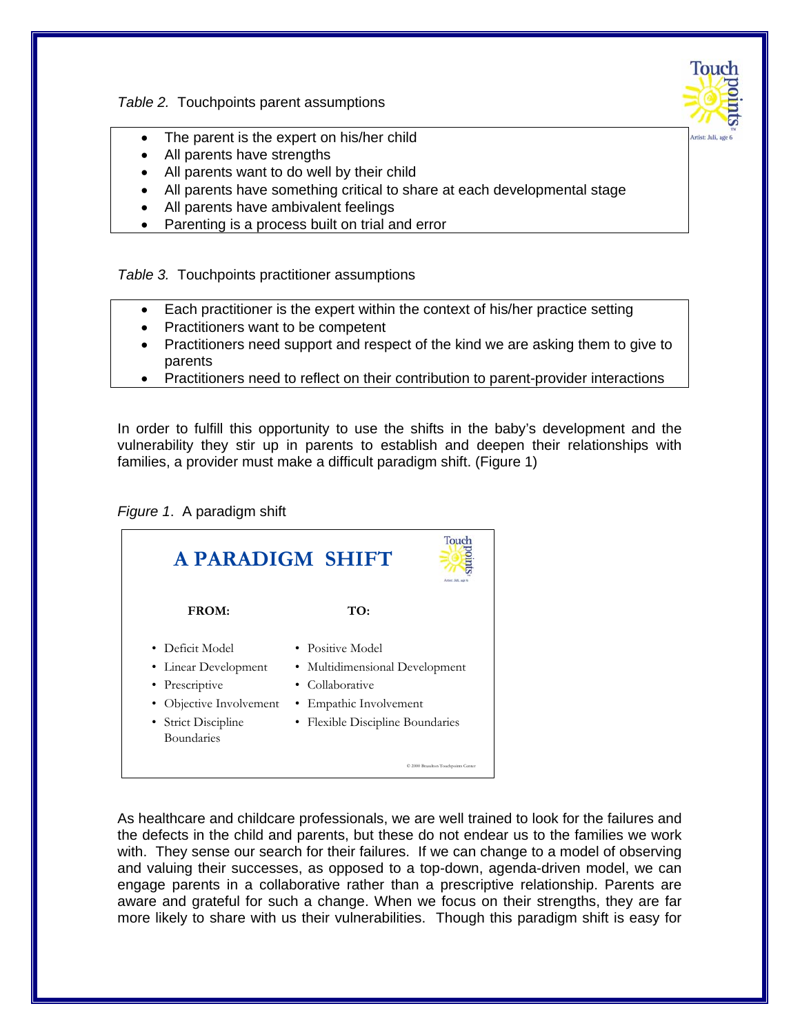*Table 2.* Touchpoints parent assumptions

- The parent is the expert on his/her child
- All parents have strengths
- All parents want to do well by their child
- All parents have something critical to share at each developmental stage
- All parents have ambivalent feelings
- Parenting is a process built on trial and error

*Table 3.* Touchpoints practitioner assumptions

- Each practitioner is the expert within the context of his/her practice setting
- Practitioners want to be competent
- Practitioners need support and respect of the kind we are asking them to give to parents
- Practitioners need to reflect on their contribution to parent-provider interactions

In order to fulfill this opportunity to use the shifts in the baby's development and the vulnerability they stir up in parents to establish and deepen their relationships with families, a provider must make a difficult paradigm shift. (Figure 1)

*Figure 1*. A paradigm shift

**A PARADIGM SHIFT**

| FROM: | TO: |
|---|---|
| Deficit Model | Positive Model |
| Linear Development | Multidimensional Development |
| Prescriptive | Collaborative |
| Objective Involvement | Empathic Involvement |
| Strict Discipline Boundaries | Flexible Discipline Boundaries |

© 2000 Brazelton Touchpoints Center

As healthcare and childcare professionals, we are well trained to look for the failures and the defects in the child and parents, but these do not endear us to the families we work with. They sense our search for their failures. If we can change to a model of observing and valuing their successes, as opposed to a top-down, agenda-driven model, we can engage parents in a collaborative rather than a prescriptive relationship. Parents are aware and grateful for such a change. When we focus on their strengths, they are far more likely to share with us their vulnerabilities. Though this paradigm shift is easy for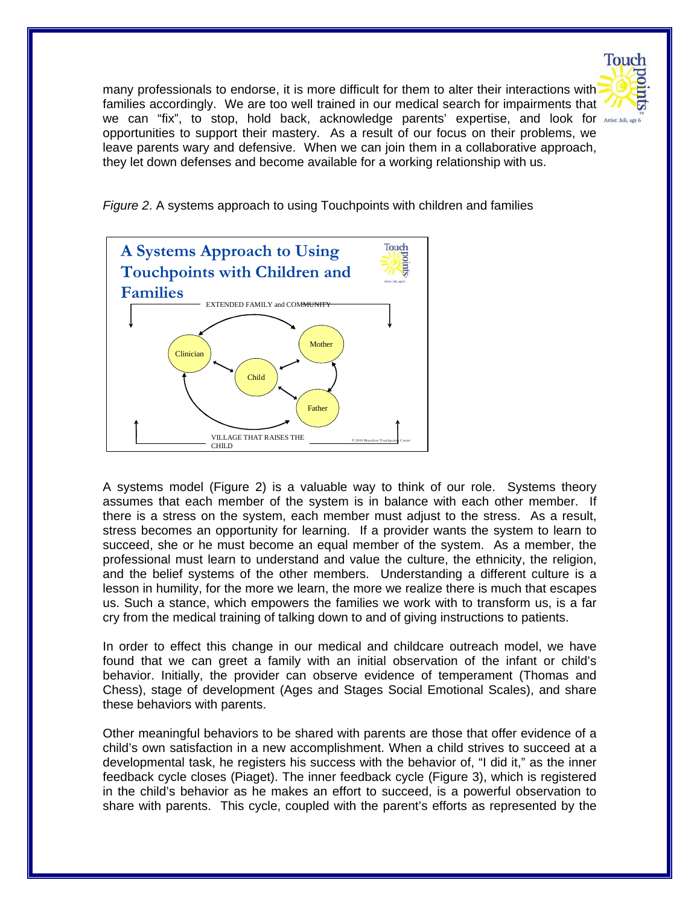many professionals to endorse, it is more difficult for them to alter their interactions with families accordingly. We are too well trained in our medical search for impairments that we can "fix", to stop, hold back, acknowledge parents' expertise, and look for opportunities to support their mastery. As a result of our focus on their problems, we leave parents wary and defensive. When we can join them in a collaborative approach, they let down defenses and become available for a working relationship with us.

*Figure 2*. A systems approach to using Touchpoints with children and families

A systems model (Figure 2) is a valuable way to think of our role. Systems theory assumes that each member of the system is in balance with each other member. If there is a stress on the system, each member must adjust to the stress. As a result, stress becomes an opportunity for learning. If a provider wants the system to learn to succeed, she or he must become an equal member of the system. As a member, the professional must learn to understand and value the culture, the ethnicity, the religion, and the belief systems of the other members. Understanding a different culture is a lesson in humility, for the more we learn, the more we realize there is much that escapes us. Such a stance, which empowers the families we work with to transform us, is a far cry from the medical training of talking down to and of giving instructions to patients.

In order to effect this change in our medical and childcare outreach model, we have found that we can greet a family with an initial observation of the infant or child's behavior. Initially, the provider can observe evidence of temperament (Thomas and Chess), stage of development (Ages and Stages Social Emotional Scales), and share these behaviors with parents.

Other meaningful behaviors to be shared with parents are those that offer evidence of a child's own satisfaction in a new accomplishment. When a child strives to succeed at a developmental task, he registers his success with the behavior of, "I did it," as the inner feedback cycle closes (Piaget). The inner feedback cycle (Figure 3), which is registered in the child's behavior as he makes an effort to succeed, is a powerful observation to share with parents. This cycle, coupled with the parent's efforts as represented by the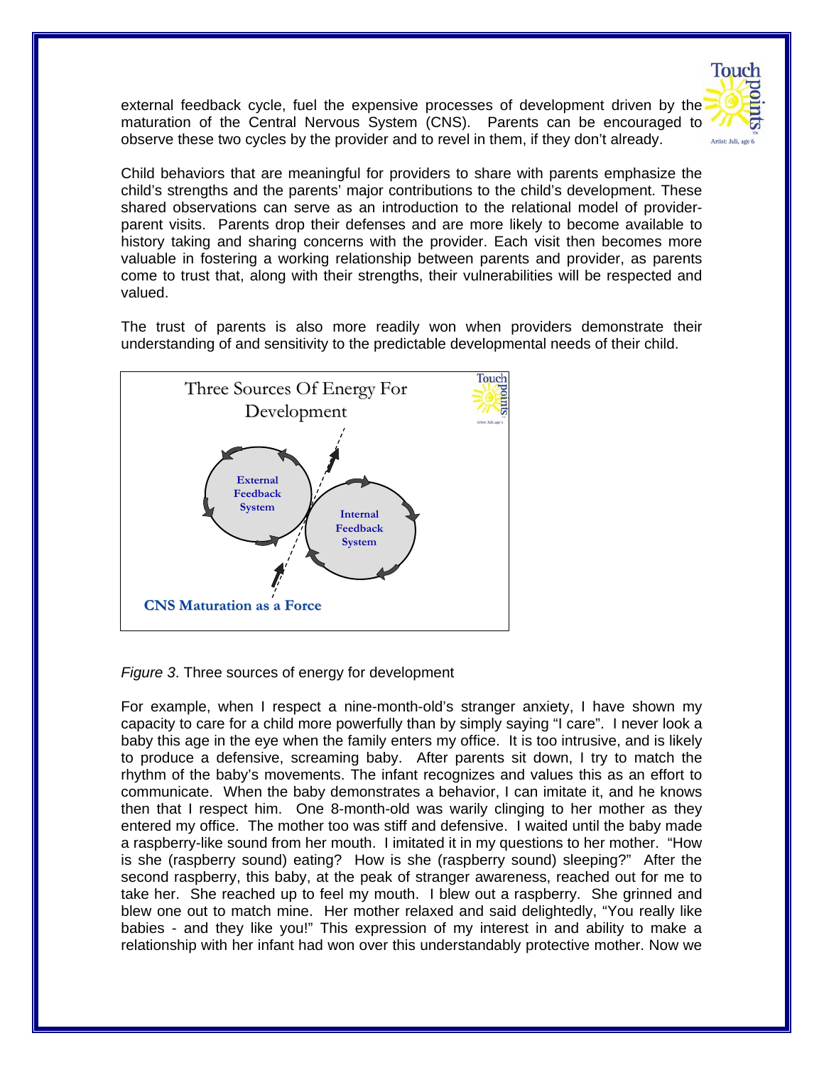external feedback cycle, fuel the expensive processes of development driven by the maturation of the Central Nervous System (CNS). Parents can be encouraged to observe these two cycles by the provider and to revel in them, if they don't already.

Child behaviors that are meaningful for providers to share with parents emphasize the child's strengths and the parents' major contributions to the child's development. These shared observations can serve as an introduction to the relational model of provider-parent visits. Parents drop their defenses and are more likely to become available to history taking and sharing concerns with the provider. Each visit then becomes more valuable in fostering a working relationship between parents and provider, as parents come to trust that, along with their strengths, their vulnerabilities will be respected and valued.

The trust of parents is also more readily won when providers demonstrate their understanding of and sensitivity to the predictable developmental needs of their child.

Three Sources Of Energy For Development

External Feedback System

Internal Feedback System

CNS Maturation as a Force

*Figure 3*. Three sources of energy for development

For example, when I respect a nine-month-old's stranger anxiety, I have shown my capacity to care for a child more powerfully than by simply saying "I care". I never look a baby this age in the eye when the family enters my office. It is too intrusive, and is likely to produce a defensive, screaming baby. After parents sit down, I try to match the rhythm of the baby's movements. The infant recognizes and values this as an effort to communicate. When the baby demonstrates a behavior, I can imitate it, and he knows then that I respect him. One 8-month-old was warily clinging to her mother as they entered my office. The mother too was stiff and defensive. I waited until the baby made a raspberry-like sound from her mouth. I imitated it in my questions to her mother. "How is she (raspberry sound) eating? How is she (raspberry sound) sleeping?" After the second raspberry, this baby, at the peak of stranger awareness, reached out for me to take her. She reached up to feel my mouth. I blew out a raspberry. She grinned and blew one out to match mine. Her mother relaxed and said delightedly, "You really like babies - and they like you!" This expression of my interest in and ability to make a relationship with her infant had won over this understandably protective mother. Now we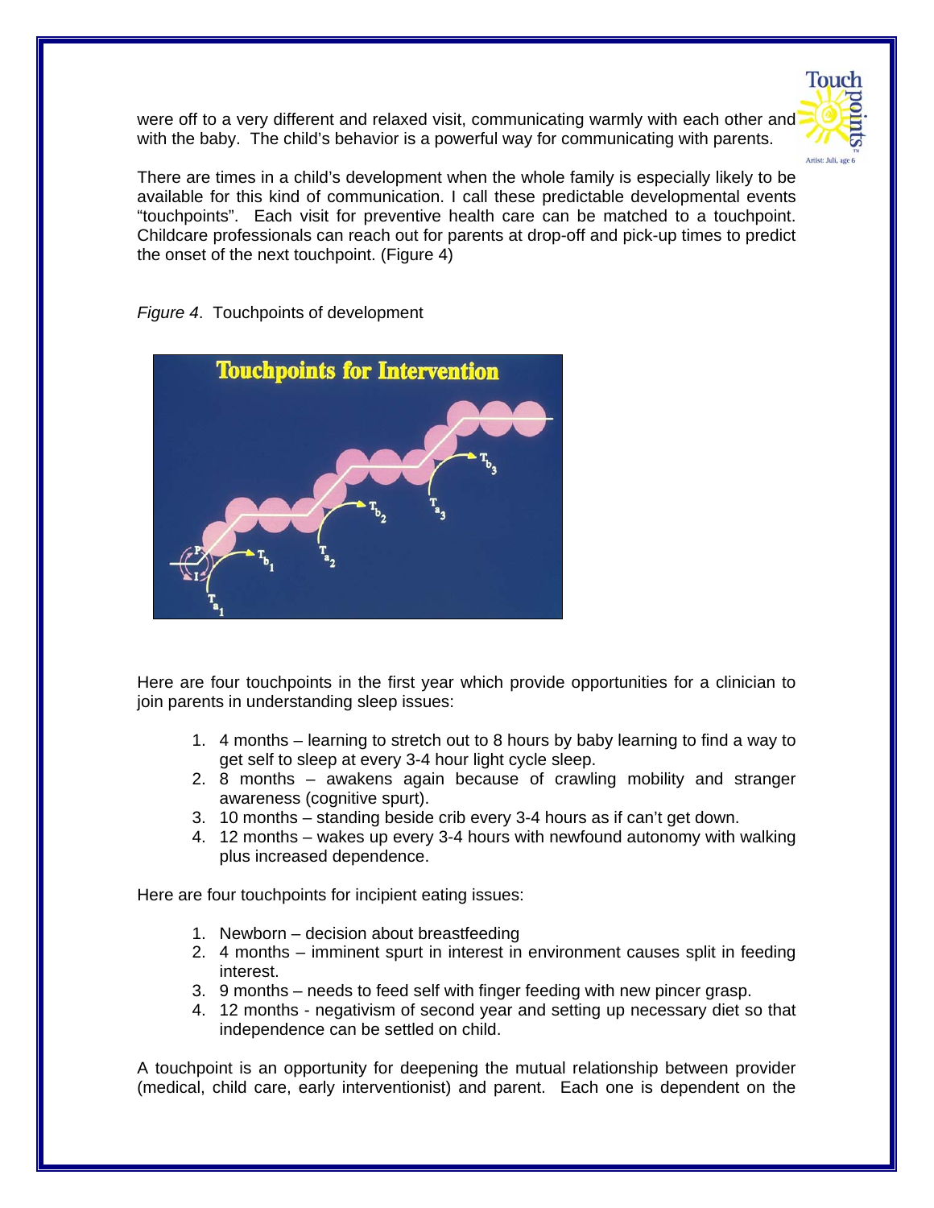were off to a very different and relaxed visit, communicating warmly with each other and with the baby. The child's behavior is a powerful way for communicating with parents.

There are times in a child's development when the whole family is especially likely to be available for this kind of communication. I call these predictable developmental events "touchpoints". Each visit for preventive health care can be matched to a touchpoint. Childcare professionals can reach out for parents at drop-off and pick-up times to predict the onset of the next touchpoint. (Figure 4)

*Figure 4*. Touchpoints of development

Here are four touchpoints in the first year which provide opportunities for a clinician to join parents in understanding sleep issues:

1. 4 months – learning to stretch out to 8 hours by baby learning to find a way to get self to sleep at every 3-4 hour light cycle sleep.
2. 8 months – awakens again because of crawling mobility and stranger awareness (cognitive spurt).
3. 10 months – standing beside crib every 3-4 hours as if can't get down.
4. 12 months – wakes up every 3-4 hours with newfound autonomy with walking plus increased dependence.

Here are four touchpoints for incipient eating issues:

1. Newborn – decision about breastfeeding
2. 4 months – imminent spurt in interest in environment causes split in feeding interest.
3. 9 months – needs to feed self with finger feeding with new pincer grasp.
4. 12 months - negativism of second year and setting up necessary diet so that independence can be settled on child.

A touchpoint is an opportunity for deepening the mutual relationship between provider (medical, child care, early interventionist) and parent. Each one is dependent on the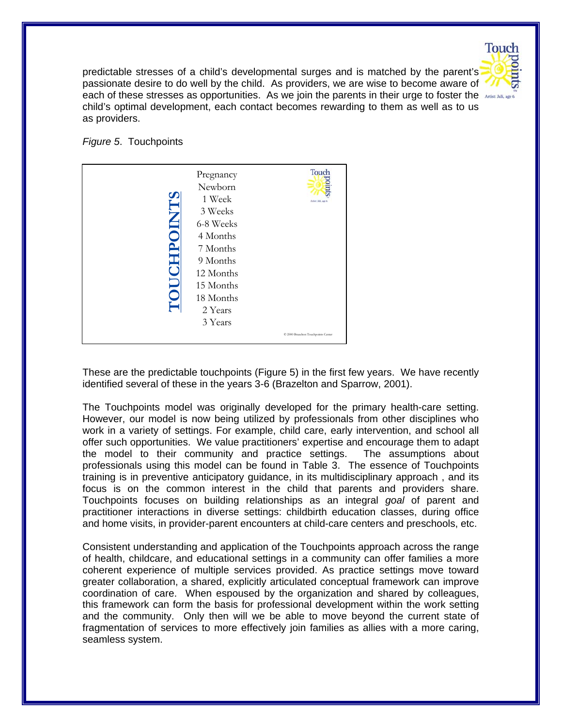predictable stresses of a child's developmental surges and is matched by the parent's passionate desire to do well by the child. As providers, we are wise to become aware of each of these stresses as opportunities. As we join the parents in their urge to foster the child's optimal development, each contact becomes rewarding to them as well as to us as providers.

*Figure 5*. Touchpoints

**TOUCHPOINTS**

- Pregnancy
- Newborn
- 1 Week
- 3 Weeks
- 6-8 Weeks
- 4 Months
- 7 Months
- 9 Months
- 12 Months
- 15 Months
- 18 Months
- 2 Years
- 3 Years

© 2000 Brazelton Touchpoints Center

These are the predictable touchpoints (Figure 5) in the first few years. We have recently identified several of these in the years 3-6 (Brazelton and Sparrow, 2001).

The Touchpoints model was originally developed for the primary health-care setting. However, our model is now being utilized by professionals from other disciplines who work in a variety of settings. For example, child care, early intervention, and school all offer such opportunities. We value practitioners' expertise and encourage them to adapt the model to their community and practice settings. The assumptions about professionals using this model can be found in Table 3. The essence of Touchpoints training is in preventive anticipatory guidance, in its multidisciplinary approach , and its focus is on the common interest in the child that parents and providers share. Touchpoints focuses on building relationships as an integral *goal* of parent and practitioner interactions in diverse settings: childbirth education classes, during office and home visits, in provider-parent encounters at child-care centers and preschools, etc.

Consistent understanding and application of the Touchpoints approach across the range of health, childcare, and educational settings in a community can offer families a more coherent experience of multiple services provided. As practice settings move toward greater collaboration, a shared, explicitly articulated conceptual framework can improve coordination of care. When espoused by the organization and shared by colleagues, this framework can form the basis for professional development within the work setting and the community. Only then will we be able to move beyond the current state of fragmentation of services to more effectively join families as allies with a more caring, seamless system.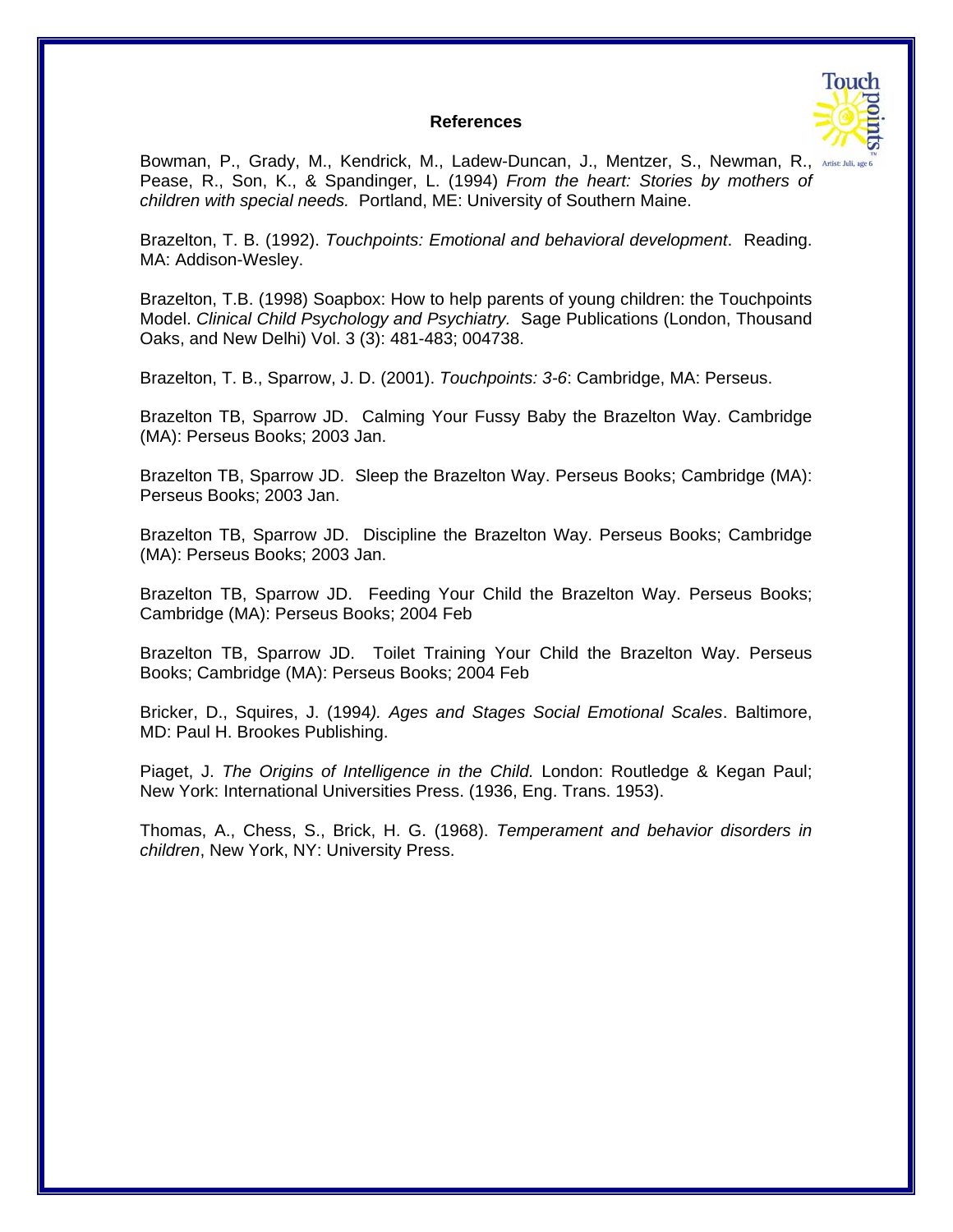## References

Bowman, P., Grady, M., Kendrick, M., Ladew-Duncan, J., Mentzer, S., Newman, R., Pease, R., Son, K., & Spandinger, L. (1994) *From the heart: Stories by mothers of children with special needs.* Portland, ME: University of Southern Maine.

Brazelton, T. B. (1992). *Touchpoints: Emotional and behavioral development*. Reading. MA: Addison-Wesley.

Brazelton, T.B. (1998) Soapbox: How to help parents of young children: the Touchpoints Model. *Clinical Child Psychology and Psychiatry.* Sage Publications (London, Thousand Oaks, and New Delhi) Vol. 3 (3): 481-483; 004738.

Brazelton, T. B., Sparrow, J. D. (2001). *Touchpoints: 3-6*: Cambridge, MA: Perseus.

Brazelton TB, Sparrow JD. Calming Your Fussy Baby the Brazelton Way. Cambridge (MA): Perseus Books; 2003 Jan.

Brazelton TB, Sparrow JD. Sleep the Brazelton Way. Perseus Books; Cambridge (MA): Perseus Books; 2003 Jan.

Brazelton TB, Sparrow JD. Discipline the Brazelton Way. Perseus Books; Cambridge (MA): Perseus Books; 2003 Jan.

Brazelton TB, Sparrow JD. Feeding Your Child the Brazelton Way. Perseus Books; Cambridge (MA): Perseus Books; 2004 Feb

Brazelton TB, Sparrow JD. Toilet Training Your Child the Brazelton Way. Perseus Books; Cambridge (MA): Perseus Books; 2004 Feb

Bricker, D., Squires, J. (1994*). Ages and Stages Social Emotional Scales*. Baltimore, MD: Paul H. Brookes Publishing.

Piaget, J. *The Origins of Intelligence in the Child.* London: Routledge & Kegan Paul; New York: International Universities Press. (1936, Eng. Trans. 1953).

Thomas, A., Chess, S., Brick, H. G. (1968). *Temperament and behavior disorders in children*, New York, NY: University Press.